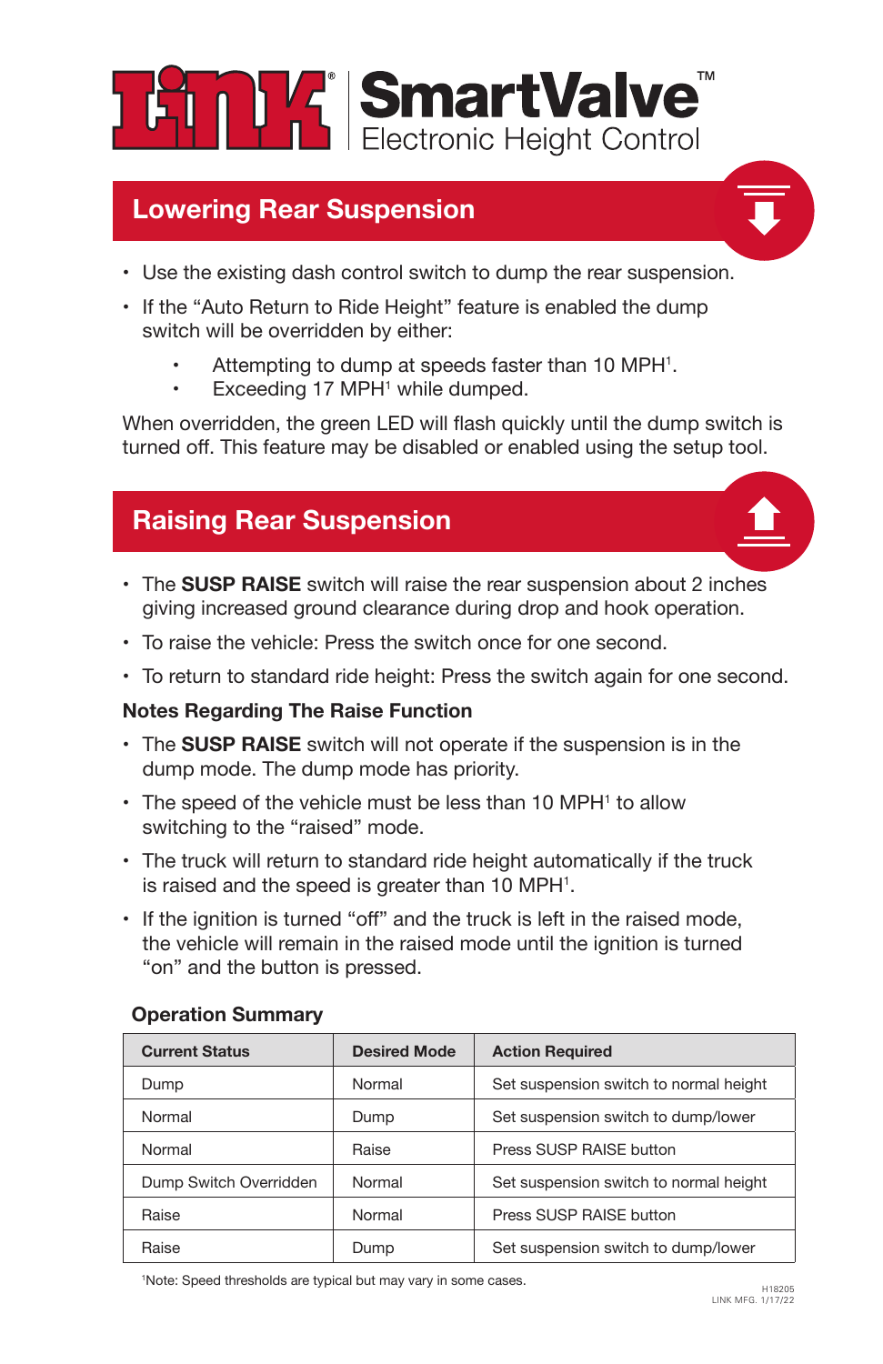# LINK® SmartValve™ Electronic Height Control

## Lowering Rear Suspension

- Use the existing dash control switch to dump the rear suspension.
- If the "Auto Return to Ride Height" feature is enabled the dump switch will be overridden by either:
  - Attempting to dump at speeds faster than 10 MPH[1].
  - Exceeding 17 MPH[1] while dumped.

When overridden, the green LED will flash quickly until the dump switch is turned off. This feature may be disabled or enabled using the setup tool.

## Raising Rear Suspension

- The **SUSP RAISE** switch will raise the rear suspension about 2 inches giving increased ground clearance during drop and hook operation.
- To raise the vehicle: Press the switch once for one second.
- To return to standard ride height: Press the switch again for one second.

### Notes Regarding The Raise Function

- The **SUSP RAISE** switch will not operate if the suspension is in the dump mode. The dump mode has priority.
- The speed of the vehicle must be less than 10 MPH[1] to allow switching to the "raised" mode.
- The truck will return to standard ride height automatically if the truck is raised and the speed is greater than 10 MPH[1].
- If the ignition is turned "off" and the truck is left in the raised mode, the vehicle will remain in the raised mode until the ignition is turned "on" and the button is pressed.

### Operation Summary

| Current Status | Desired Mode | Action Required |
|---|---|---|
| Dump | Normal | Set suspension switch to normal height |
| Normal | Dump | Set suspension switch to dump/lower |
| Normal | Raise | Press SUSP RAISE button |
| Dump Switch Overridden | Normal | Set suspension switch to normal height |
| Raise | Normal | Press SUSP RAISE button |
| Raise | Dump | Set suspension switch to dump/lower |

[1]Note: Speed thresholds are typical but may vary in some cases.

H18205
LINK MFG. 1/17/22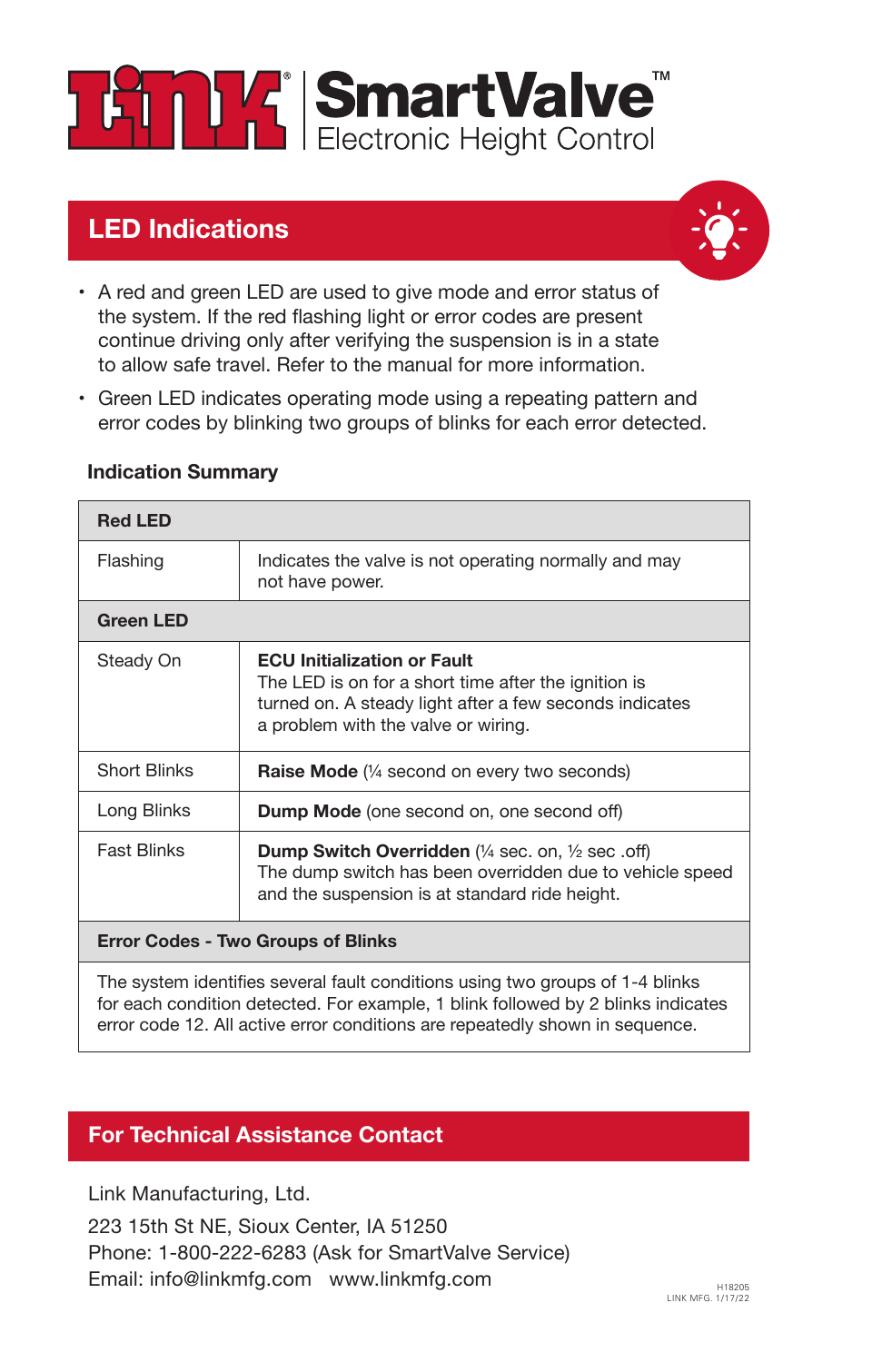# Link® SmartValve™

Electronic Height Control

## LED Indications

- A red and green LED are used to give mode and error status of the system. If the red flashing light or error codes are present continue driving only after verifying the suspension is in a state to allow safe travel. Refer to the manual for more information.
- Green LED indicates operating mode using a repeating pattern and error codes by blinking two groups of blinks for each error detected.

### Indication Summary

| | |
|---|---|
| **Red LED** | |
| Flashing | Indicates the valve is not operating normally and may not have power. |
| **Green LED** | |
| Steady On | **ECU Initialization or Fault** The LED is on for a short time after the ignition is turned on. A steady light after a few seconds indicates a problem with the valve or wiring. |
| Short Blinks | **Raise Mode** (¼ second on every two seconds) |
| Long Blinks | **Dump Mode** (one second on, one second off) |
| Fast Blinks | **Dump Switch Overridden** (¼ sec. on, ½ sec .off) The dump switch has been overridden due to vehicle speed and the suspension is at standard ride height. |
| **Error Codes - Two Groups of Blinks** | |
| The system identifies several fault conditions using two groups of 1-4 blinks for each condition detected. For example, 1 blink followed by 2 blinks indicates error code 12. All active error conditions are repeatedly shown in sequence. | |

## For Technical Assistance Contact

Link Manufacturing, Ltd.

223 15th St NE, Sioux Center, IA 51250
Phone: 1-800-222-6283 (Ask for SmartValve Service)
Email: info@linkmfg.com www.linkmfg.com

H18205
LINK MFG. 1/17/22